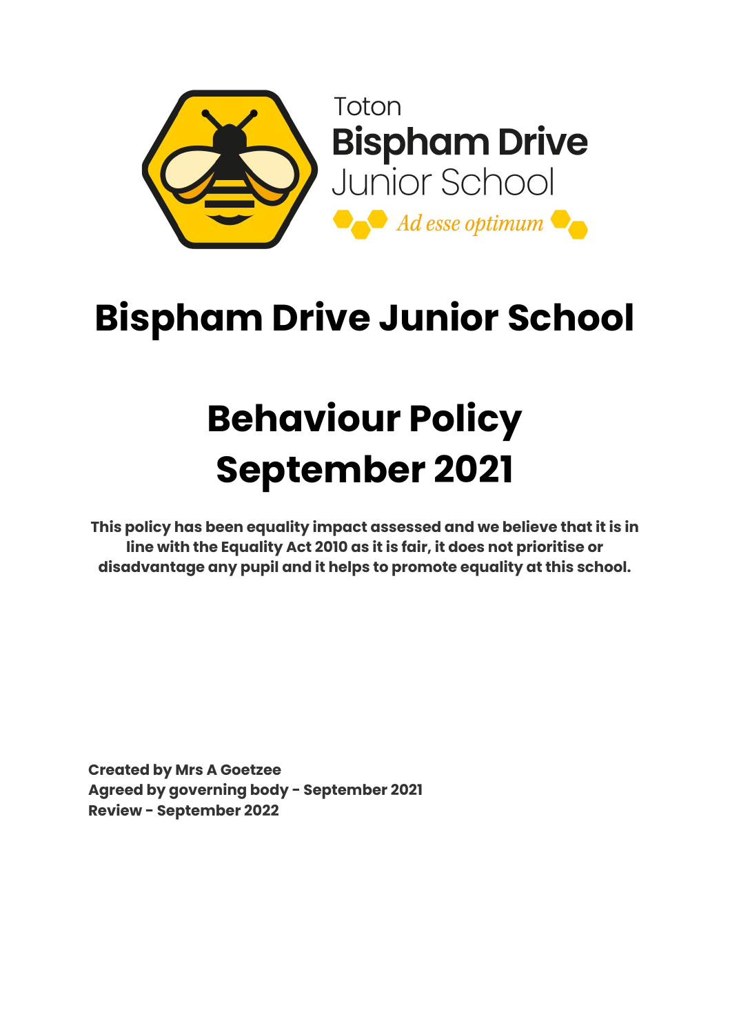Toton
**Bispham Drive**
Junior School
*Ad esse optimum*

# Bispham Drive Junior School

# Behaviour Policy
# September 2021

**This policy has been equality impact assessed and we believe that it is in line with the Equality Act 2010 as it is fair, it does not prioritise or disadvantage any pupil and it helps to promote equality at this school.**

**Created by Mrs A Goetzee**
**Agreed by governing body - September 2021**
**Review - September 2022**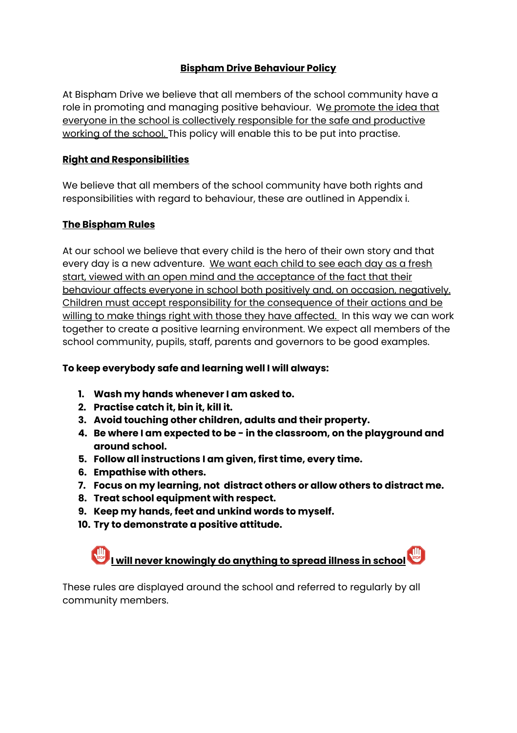## **Bispham Drive Behaviour Policy**

At Bispham Drive we believe that all members of the school community have a role in promoting and managing positive behaviour. We promote the idea that everyone in the school is collectively responsible for the safe and productive working of the school. This policy will enable this to be put into practise.

### **Right and Responsibilities**

We believe that all members of the school community have both rights and responsibilities with regard to behaviour, these are outlined in Appendix i.

### **The Bispham Rules**

At our school we believe that every child is the hero of their own story and that every day is a new adventure. We want each child to see each day as a fresh start, viewed with an open mind and the acceptance of the fact that their behaviour affects everyone in school both positively and, on occasion, negatively. Children must accept responsibility for the consequence of their actions and be willing to make things right with those they have affected. In this way we can work together to create a positive learning environment. We expect all members of the school community, pupils, staff, parents and governors to be good examples.

**To keep everybody safe and learning well I will always:**

1. **Wash my hands whenever I am asked to.**
2. **Practise catch it, bin it, kill it.**
3. **Avoid touching other children, adults and their property.**
4. **Be where I am expected to be - in the classroom, on the playground and around school.**
5. **Follow all instructions I am given, first time, every time.**
6. **Empathise with others.**
7. **Focus on my learning, not distract others or allow others to distract me.**
8. **Treat school equipment with respect.**
9. **Keep my hands, feet and unkind words to myself.**
10. **Try to demonstrate a positive attitude.**

**I will never knowingly do anything to spread illness in school**

These rules are displayed around the school and referred to regularly by all community members.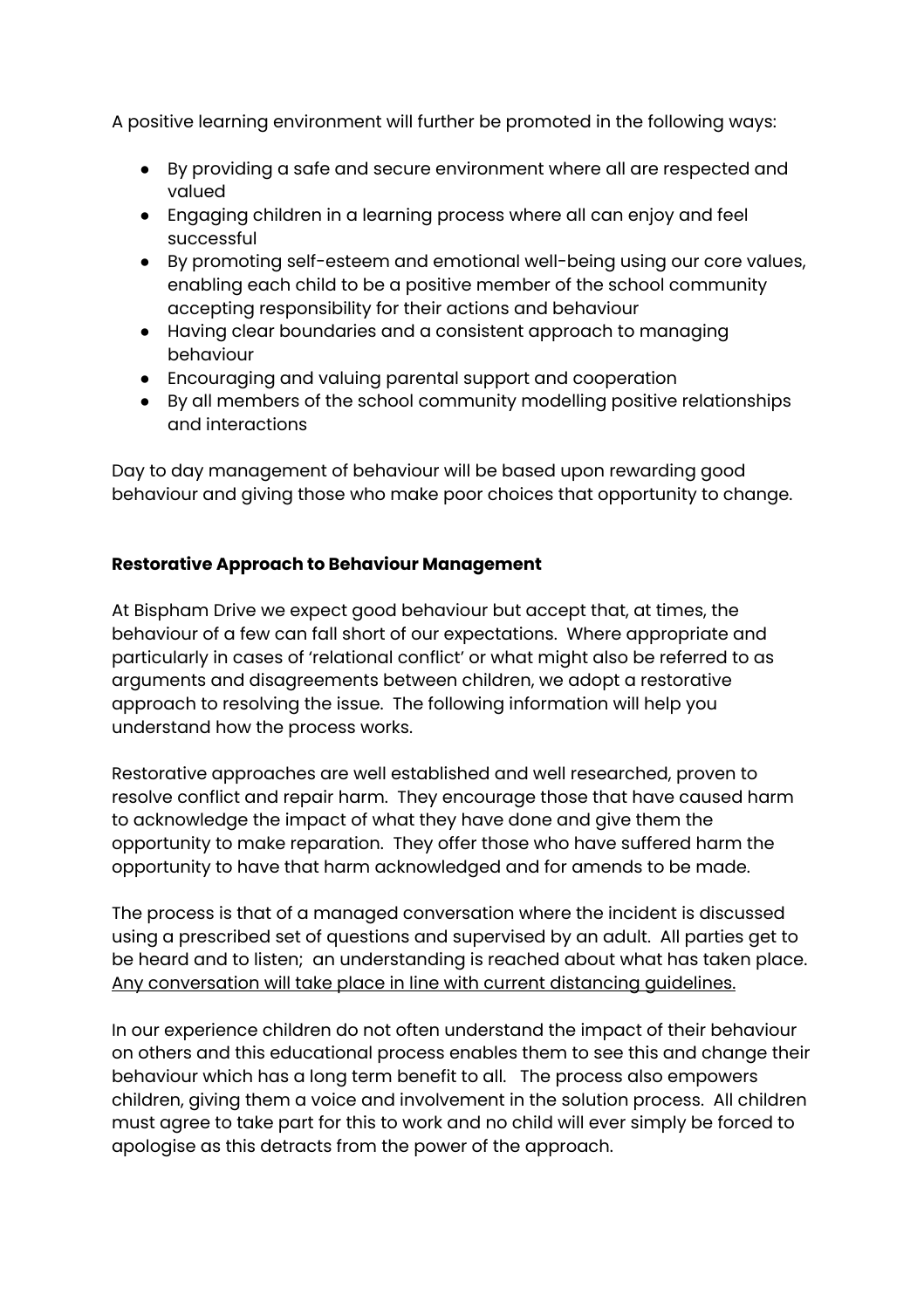A positive learning environment will further be promoted in the following ways:

- By providing a safe and secure environment where all are respected and valued
- Engaging children in a learning process where all can enjoy and feel successful
- By promoting self-esteem and emotional well-being using our core values, enabling each child to be a positive member of the school community accepting responsibility for their actions and behaviour
- Having clear boundaries and a consistent approach to managing behaviour
- Encouraging and valuing parental support and cooperation
- By all members of the school community modelling positive relationships and interactions

Day to day management of behaviour will be based upon rewarding good behaviour and giving those who make poor choices that opportunity to change.

**Restorative Approach to Behaviour Management**

At Bispham Drive we expect good behaviour but accept that, at times, the behaviour of a few can fall short of our expectations. Where appropriate and particularly in cases of 'relational conflict' or what might also be referred to as arguments and disagreements between children, we adopt a restorative approach to resolving the issue. The following information will help you understand how the process works.

Restorative approaches are well established and well researched, proven to resolve conflict and repair harm. They encourage those that have caused harm to acknowledge the impact of what they have done and give them the opportunity to make reparation. They offer those who have suffered harm the opportunity to have that harm acknowledged and for amends to be made.

The process is that of a managed conversation where the incident is discussed using a prescribed set of questions and supervised by an adult. All parties get to be heard and to listen; an understanding is reached about what has taken place. <u>Any conversation will take place in line with current distancing guidelines.</u>

In our experience children do not often understand the impact of their behaviour on others and this educational process enables them to see this and change their behaviour which has a long term benefit to all. The process also empowers children, giving them a voice and involvement in the solution process. All children must agree to take part for this to work and no child will ever simply be forced to apologise as this detracts from the power of the approach.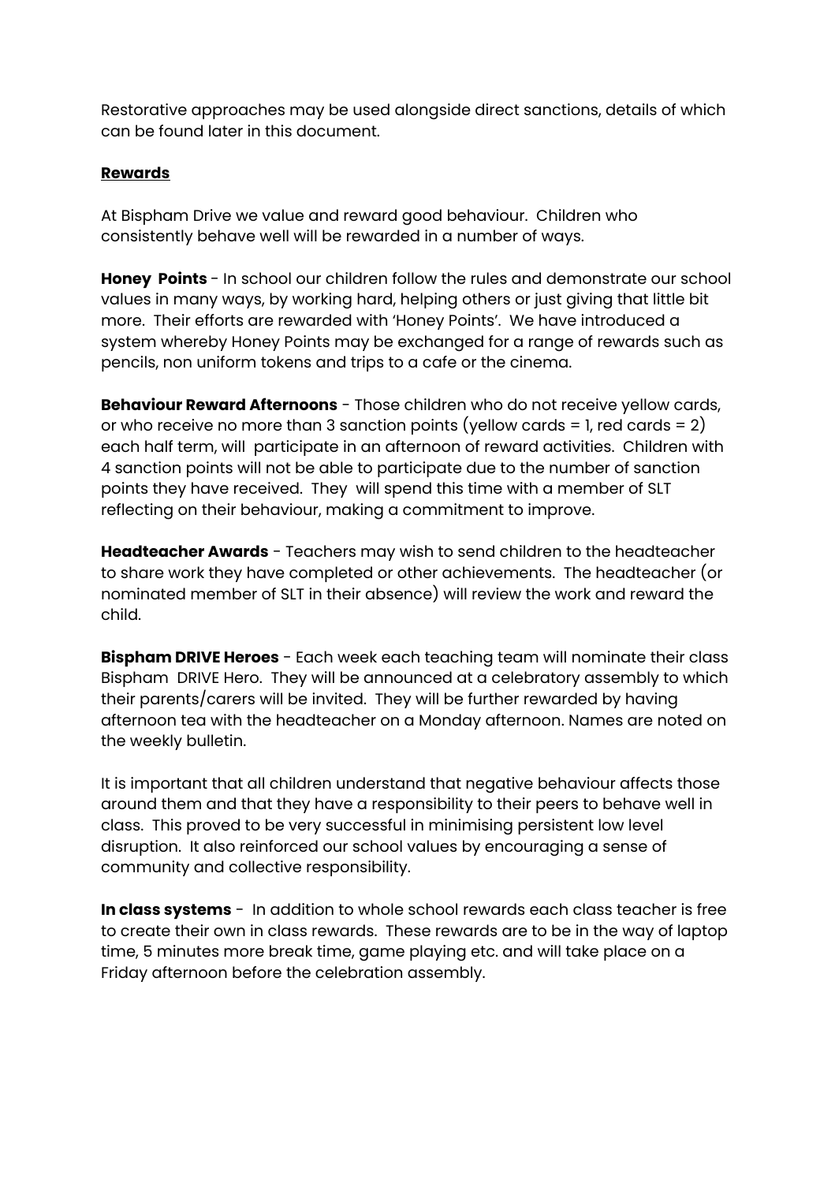Restorative approaches may be used alongside direct sanctions, details of which can be found later in this document.

## Rewards

At Bispham Drive we value and reward good behaviour. Children who consistently behave well will be rewarded in a number of ways.

**Honey Points** - In school our children follow the rules and demonstrate our school values in many ways, by working hard, helping others or just giving that little bit more. Their efforts are rewarded with 'Honey Points'. We have introduced a system whereby Honey Points may be exchanged for a range of rewards such as pencils, non uniform tokens and trips to a cafe or the cinema.

**Behaviour Reward Afternoons** - Those children who do not receive yellow cards, or who receive no more than 3 sanction points (yellow cards = 1, red cards = 2) each half term, will participate in an afternoon of reward activities. Children with 4 sanction points will not be able to participate due to the number of sanction points they have received. They will spend this time with a member of SLT reflecting on their behaviour, making a commitment to improve.

**Headteacher Awards** - Teachers may wish to send children to the headteacher to share work they have completed or other achievements. The headteacher (or nominated member of SLT in their absence) will review the work and reward the child.

**Bispham DRIVE Heroes** - Each week each teaching team will nominate their class Bispham DRIVE Hero. They will be announced at a celebratory assembly to which their parents/carers will be invited. They will be further rewarded by having afternoon tea with the headteacher on a Monday afternoon. Names are noted on the weekly bulletin.

It is important that all children understand that negative behaviour affects those around them and that they have a responsibility to their peers to behave well in class. This proved to be very successful in minimising persistent low level disruption. It also reinforced our school values by encouraging a sense of community and collective responsibility.

**In class systems** - In addition to whole school rewards each class teacher is free to create their own in class rewards. These rewards are to be in the way of laptop time, 5 minutes more break time, game playing etc. and will take place on a Friday afternoon before the celebration assembly.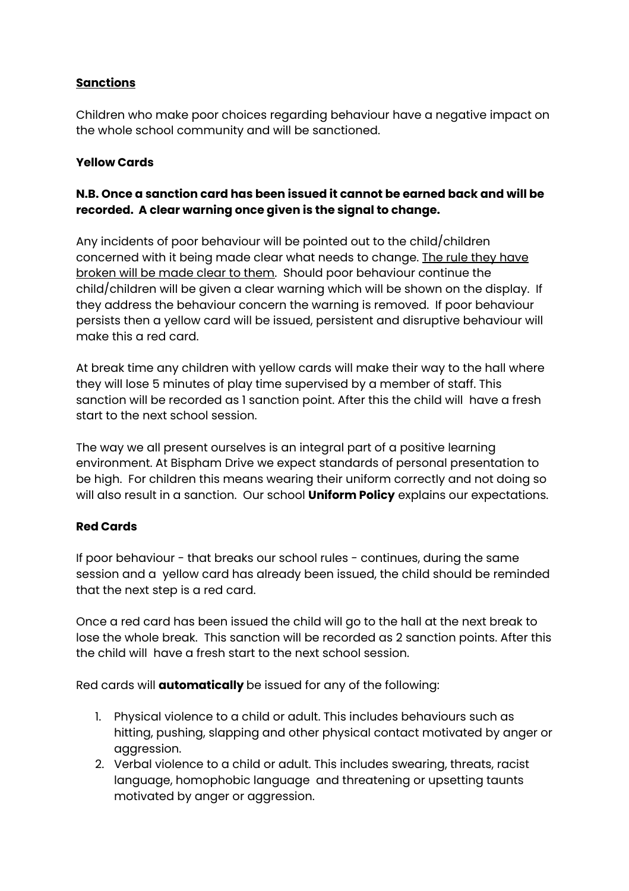**<u>Sanctions</u>**

Children who make poor choices regarding behaviour have a negative impact on the whole school community and will be sanctioned.

**Yellow Cards**

**N.B. Once a sanction card has been issued it cannot be earned back and will be recorded. A clear warning once given is the signal to change.**

Any incidents of poor behaviour will be pointed out to the child/children concerned with it being made clear what needs to change. <u>The rule they have broken will be made clear to them</u>. Should poor behaviour continue the child/children will be given a clear warning which will be shown on the display. If they address the behaviour concern the warning is removed. If poor behaviour persists then a yellow card will be issued, persistent and disruptive behaviour will make this a red card.

At break time any children with yellow cards will make their way to the hall where they will lose 5 minutes of play time supervised by a member of staff. This sanction will be recorded as 1 sanction point. After this the child will have a fresh start to the next school session.

The way we all present ourselves is an integral part of a positive learning environment. At Bispham Drive we expect standards of personal presentation to be high. For children this means wearing their uniform correctly and not doing so will also result in a sanction. Our school **Uniform Policy** explains our expectations.

**Red Cards**

If poor behaviour - that breaks our school rules - continues, during the same session and a yellow card has already been issued, the child should be reminded that the next step is a red card.

Once a red card has been issued the child will go to the hall at the next break to lose the whole break. This sanction will be recorded as 2 sanction points. After this the child will have a fresh start to the next school session.

Red cards will **automatically** be issued for any of the following:

1. Physical violence to a child or adult. This includes behaviours such as hitting, pushing, slapping and other physical contact motivated by anger or aggression.
2. Verbal violence to a child or adult. This includes swearing, threats, racist language, homophobic language and threatening or upsetting taunts motivated by anger or aggression.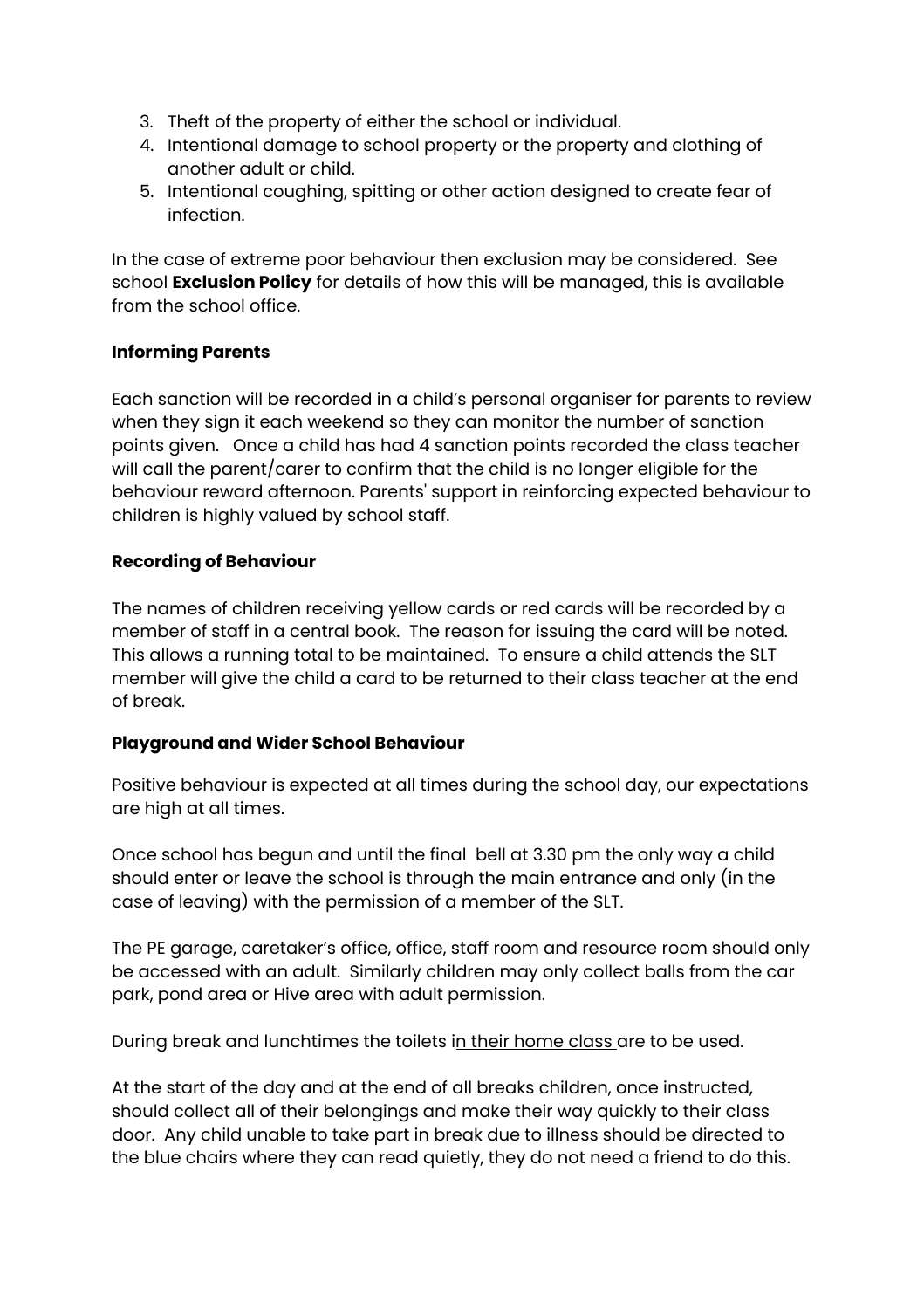3. Theft of the property of either the school or individual.
4. Intentional damage to school property or the property and clothing of another adult or child.
5. Intentional coughing, spitting or other action designed to create fear of infection.

In the case of extreme poor behaviour then exclusion may be considered. See school **Exclusion Policy** for details of how this will be managed, this is available from the school office.

**Informing Parents**

Each sanction will be recorded in a child's personal organiser for parents to review when they sign it each weekend so they can monitor the number of sanction points given. Once a child has had 4 sanction points recorded the class teacher will call the parent/carer to confirm that the child is no longer eligible for the behaviour reward afternoon. Parents' support in reinforcing expected behaviour to children is highly valued by school staff.

**Recording of Behaviour**

The names of children receiving yellow cards or red cards will be recorded by a member of staff in a central book. The reason for issuing the card will be noted. This allows a running total to be maintained. To ensure a child attends the SLT member will give the child a card to be returned to their class teacher at the end of break.

**Playground and Wider School Behaviour**

Positive behaviour is expected at all times during the school day, our expectations are high at all times.

Once school has begun and until the final bell at 3.30 pm the only way a child should enter or leave the school is through the main entrance and only (in the case of leaving) with the permission of a member of the SLT.

The PE garage, caretaker's office, office, staff room and resource room should only be accessed with an adult. Similarly children may only collect balls from the car park, pond area or Hive area with adult permission.

During break and lunchtimes the toilets in their home class are to be used.

At the start of the day and at the end of all breaks children, once instructed, should collect all of their belongings and make their way quickly to their class door. Any child unable to take part in break due to illness should be directed to the blue chairs where they can read quietly, they do not need a friend to do this.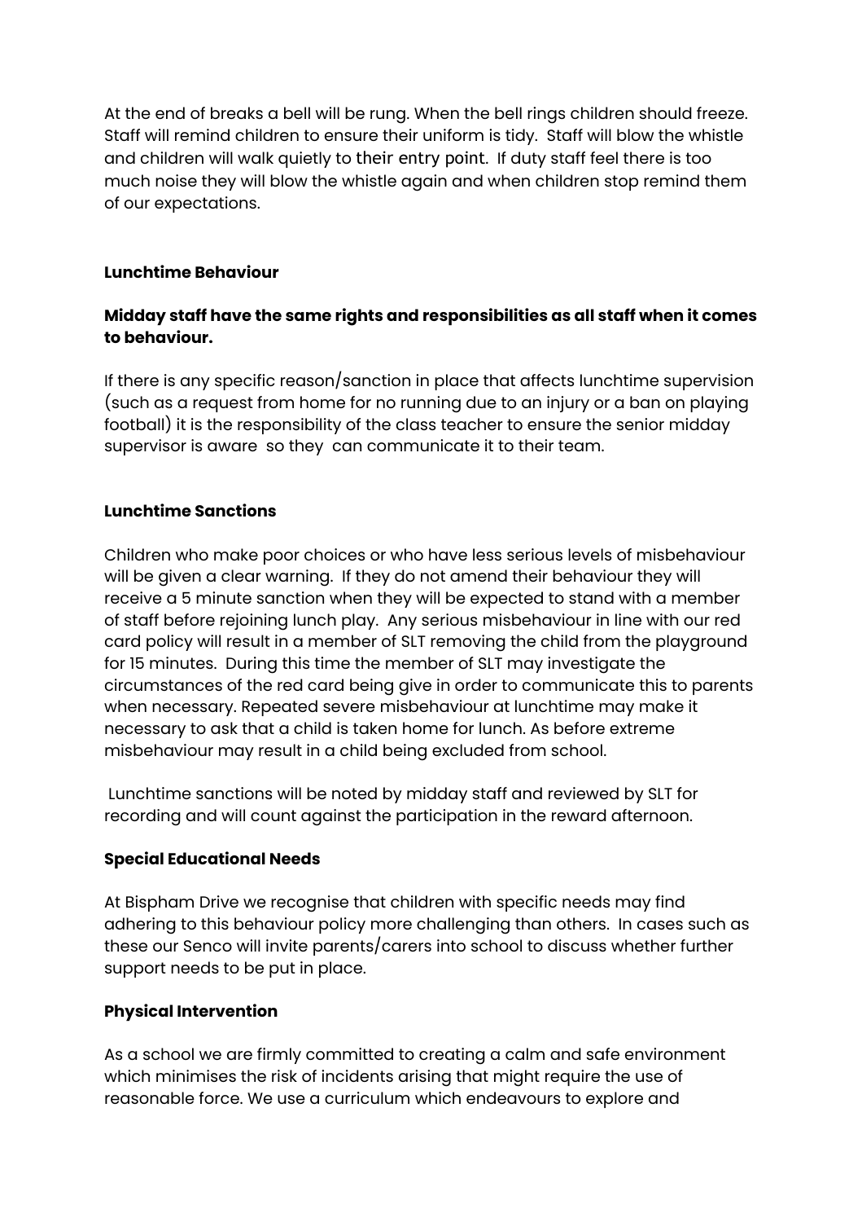At the end of breaks a bell will be rung. When the bell rings children should freeze. Staff will remind children to ensure their uniform is tidy. Staff will blow the whistle and children will walk quietly to their entry point. If duty staff feel there is too much noise they will blow the whistle again and when children stop remind them of our expectations.

**Lunchtime Behaviour**

**Midday staff have the same rights and responsibilities as all staff when it comes to behaviour.**

If there is any specific reason/sanction in place that affects lunchtime supervision (such as a request from home for no running due to an injury or a ban on playing football) it is the responsibility of the class teacher to ensure the senior midday supervisor is aware so they can communicate it to their team.

**Lunchtime Sanctions**

Children who make poor choices or who have less serious levels of misbehaviour will be given a clear warning. If they do not amend their behaviour they will receive a 5 minute sanction when they will be expected to stand with a member of staff before rejoining lunch play. Any serious misbehaviour in line with our red card policy will result in a member of SLT removing the child from the playground for 15 minutes. During this time the member of SLT may investigate the circumstances of the red card being give in order to communicate this to parents when necessary. Repeated severe misbehaviour at lunchtime may make it necessary to ask that a child is taken home for lunch. As before extreme misbehaviour may result in a child being excluded from school.

Lunchtime sanctions will be noted by midday staff and reviewed by SLT for recording and will count against the participation in the reward afternoon.

**Special Educational Needs**

At Bispham Drive we recognise that children with specific needs may find adhering to this behaviour policy more challenging than others. In cases such as these our Senco will invite parents/carers into school to discuss whether further support needs to be put in place.

**Physical Intervention**

As a school we are firmly committed to creating a calm and safe environment which minimises the risk of incidents arising that might require the use of reasonable force. We use a curriculum which endeavours to explore and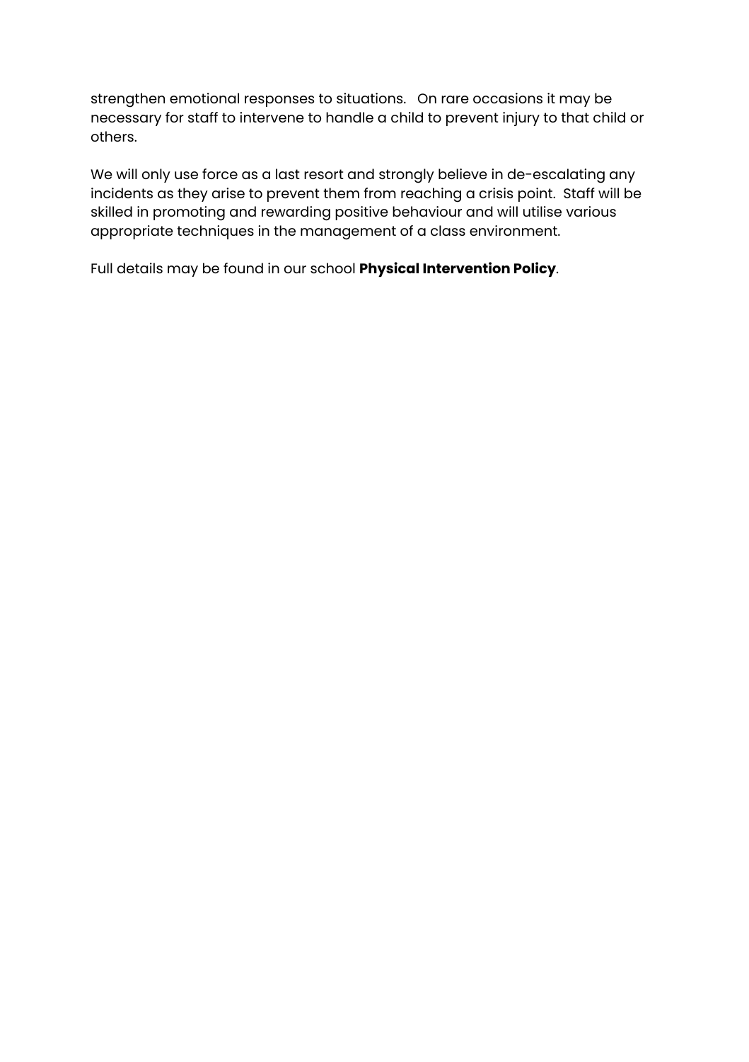strengthen emotional responses to situations. On rare occasions it may be necessary for staff to intervene to handle a child to prevent injury to that child or others.

We will only use force as a last resort and strongly believe in de-escalating any incidents as they arise to prevent them from reaching a crisis point. Staff will be skilled in promoting and rewarding positive behaviour and will utilise various appropriate techniques in the management of a class environment.

Full details may be found in our school **Physical Intervention Policy**.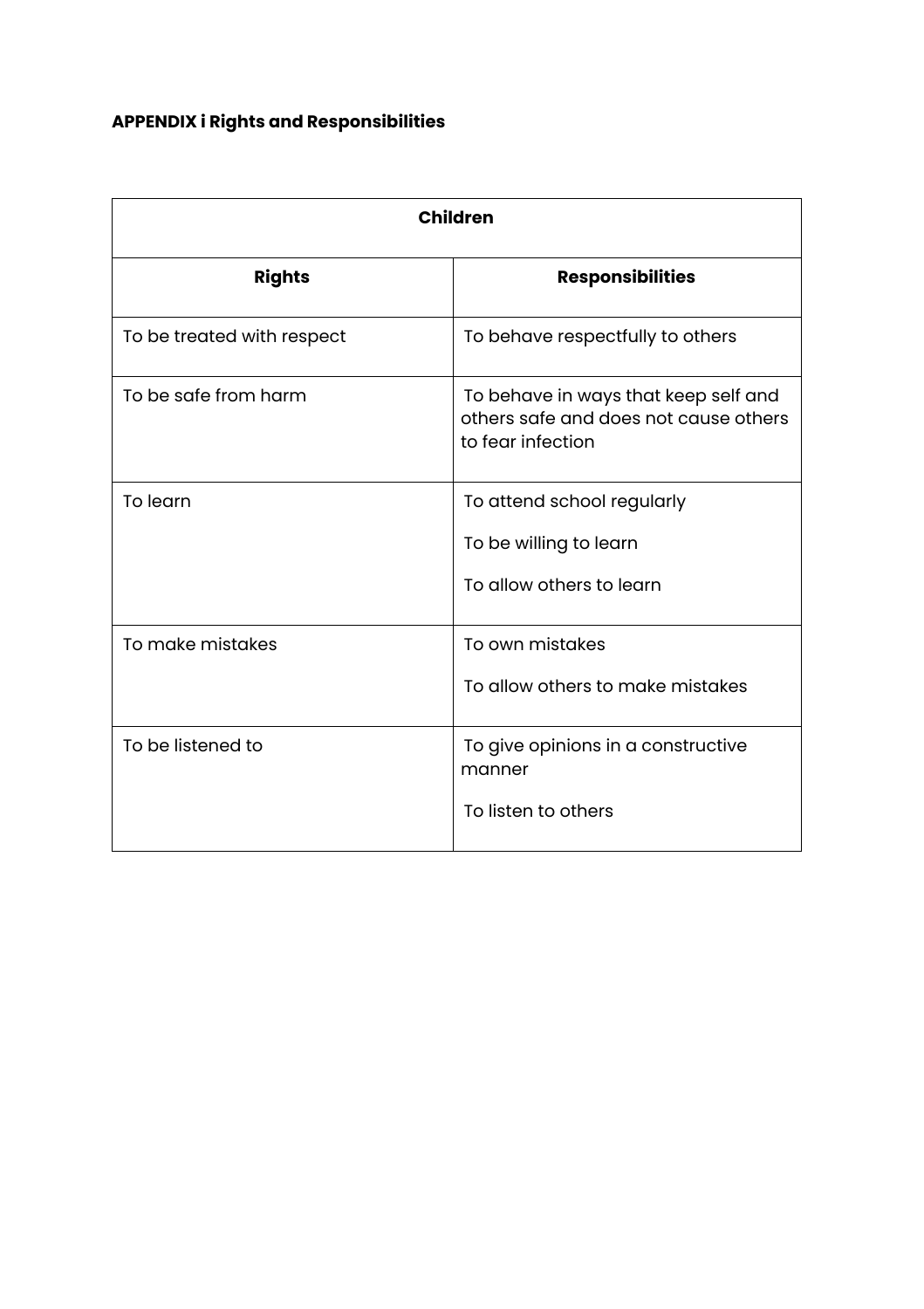**APPENDIX i Rights and Responsibilities**

| Children | |
|---|---|
| **Rights** | **Responsibilities** |
| To be treated with respect | To behave respectfully to others |
| To be safe from harm | To behave in ways that keep self and others safe and does not cause others to fear infection |
| To learn | To attend school regularly<br><br>To be willing to learn<br><br>To allow others to learn |
| To make mistakes | To own mistakes<br><br>To allow others to make mistakes |
| To be listened to | To give opinions in a constructive manner<br><br>To listen to others |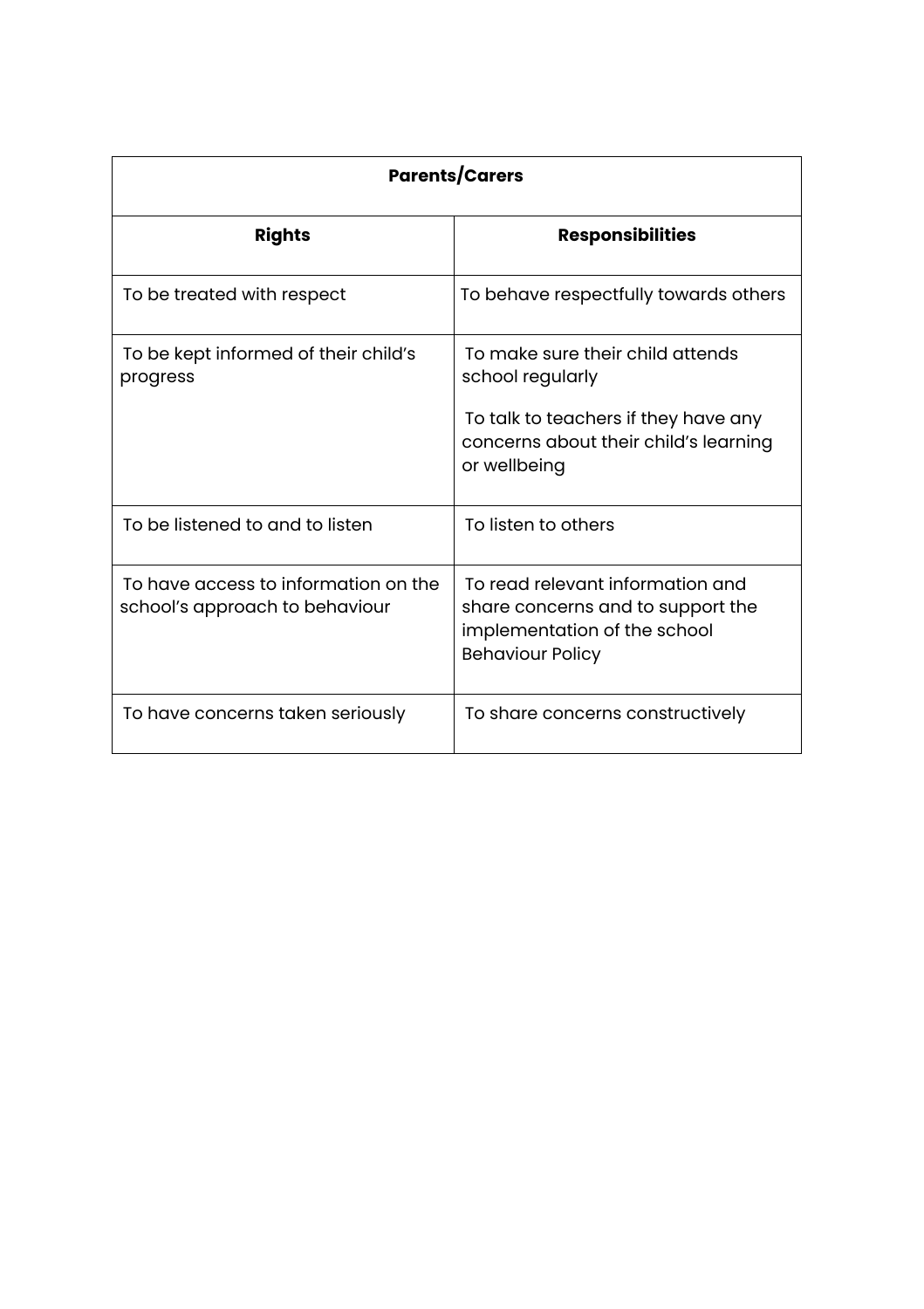| Parents/Carers | |
|---|---|
| **Rights** | **Responsibilities** |
| To be treated with respect | To behave respectfully towards others |
| To be kept informed of their child's progress | To make sure their child attends school regularly<br><br>To talk to teachers if they have any concerns about their child's learning or wellbeing |
| To be listened to and to listen | To listen to others |
| To have access to information on the school's approach to behaviour | To read relevant information and share concerns and to support the implementation of the school Behaviour Policy |
| To have concerns taken seriously | To share concerns constructively |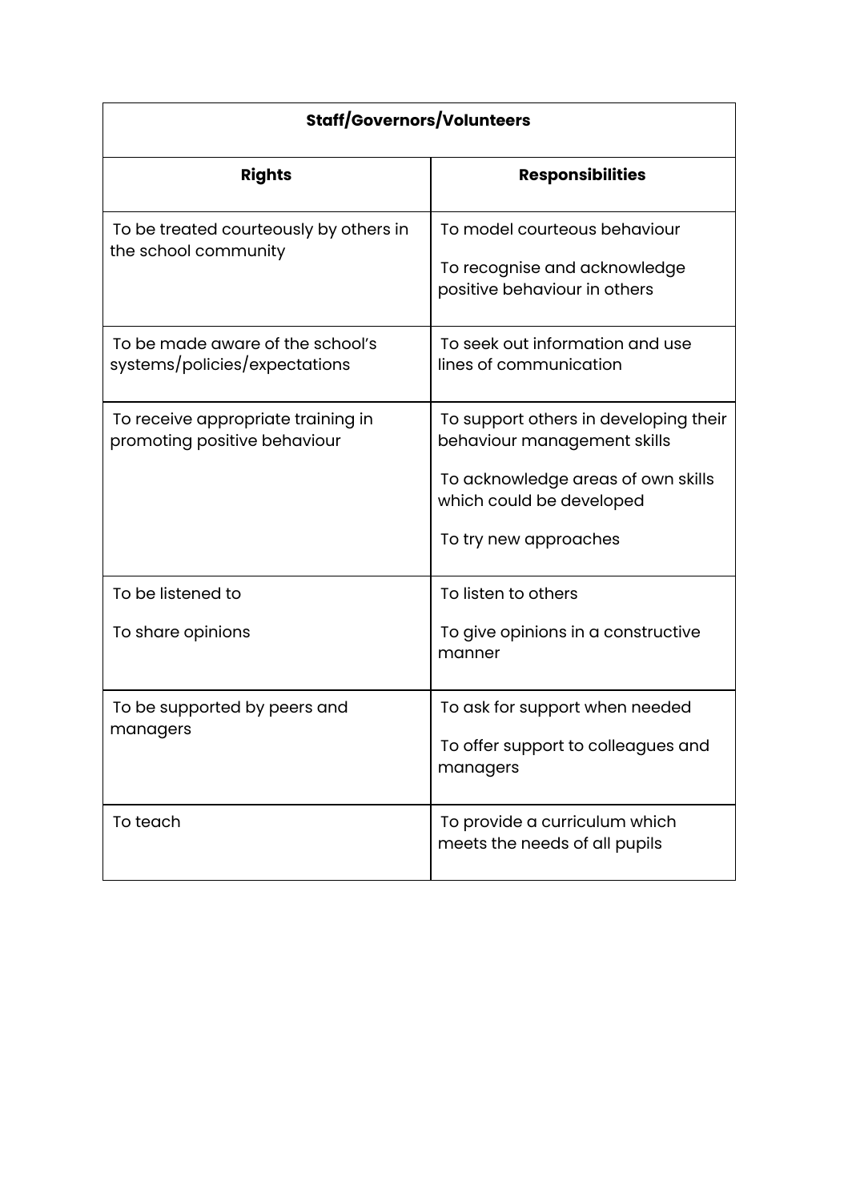| Staff/Governors/Volunteers | |
|---|---|
| **Rights** | **Responsibilities** |
| To be treated courteously by others in the school community | To model courteous behaviour<br><br>To recognise and acknowledge positive behaviour in others |
| To be made aware of the school's systems/policies/expectations | To seek out information and use lines of communication |
| To receive appropriate training in promoting positive behaviour | To support others in developing their behaviour management skills<br><br>To acknowledge areas of own skills which could be developed<br><br>To try new approaches |
| To be listened to<br><br>To share opinions | To listen to others<br><br>To give opinions in a constructive manner |
| To be supported by peers and managers | To ask for support when needed<br><br>To offer support to colleagues and managers |
| To teach | To provide a curriculum which meets the needs of all pupils |